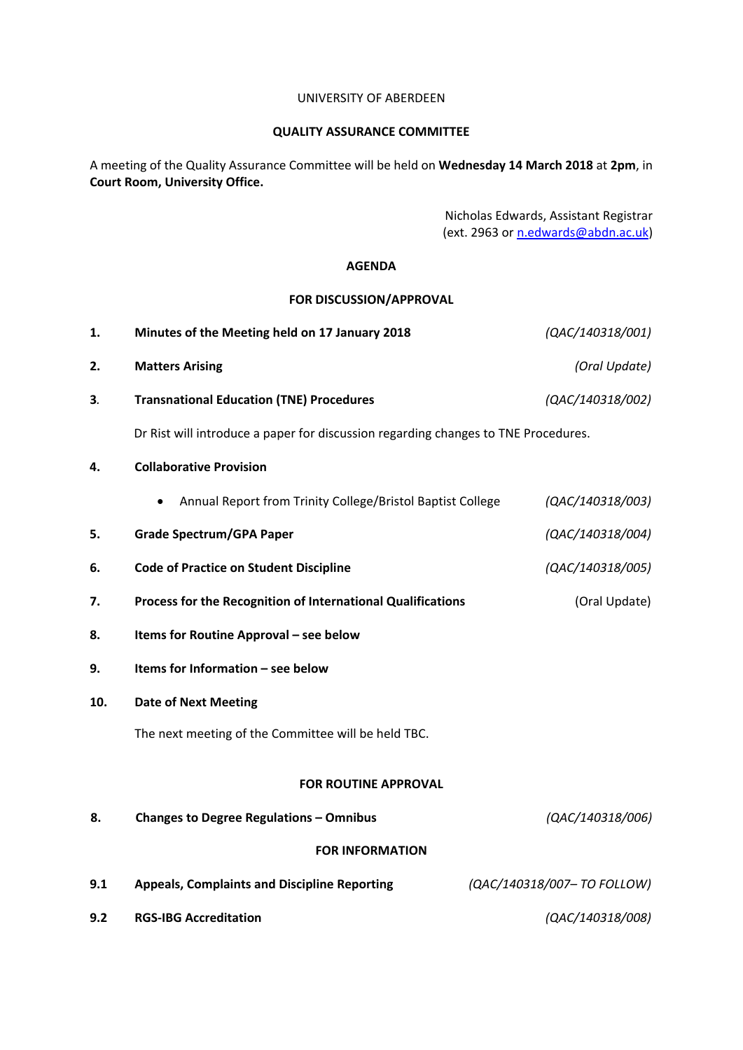UNIVERSITY OF ABERDEEN

**QUALITY ASSURANCE COMMITTEE**

A meeting of the Quality Assurance Committee will be held on **Wednesday 14 March 2018** at **2pm**, in **Court Room, University Office.**

Nicholas Edwards, Assistant Registrar
(ext. 2963 or n.edwards@abdn.ac.uk)

## AGENDA

### FOR DISCUSSION/APPROVAL

| | | |
|---|---|---|
| **1.** | **Minutes of the Meeting held on 17 January 2018** | *(QAC/140318/001)* |
| **2.** | **Matters Arising** | *(Oral Update)* |
| **3.** | **Transnational Education (TNE) Procedures** | *(QAC/140318/002)* |
| | Dr Rist will introduce a paper for discussion regarding changes to TNE Procedures. | |
| **4.** | **Collaborative Provision** | |
| | • Annual Report from Trinity College/Bristol Baptist College | *(QAC/140318/003)* |
| **5.** | **Grade Spectrum/GPA Paper** | *(QAC/140318/004)* |
| **6.** | **Code of Practice on Student Discipline** | *(QAC/140318/005)* |
| **7.** | **Process for the Recognition of International Qualifications** | (Oral Update) |
| **8.** | **Items for Routine Approval – see below** | |
| **9.** | **Items for Information – see below** | |
| **10.** | **Date of Next Meeting** | |
| | The next meeting of the Committee will be held TBC. | |

### FOR ROUTINE APPROVAL

| | | |
|---|---|---|
| **8.** | **Changes to Degree Regulations – Omnibus** | *(QAC/140318/006)* |

### FOR INFORMATION

| | | |
|---|---|---|
| **9.1** | **Appeals, Complaints and Discipline Reporting** | *(QAC/140318/007– TO FOLLOW)* |
| **9.2** | **RGS-IBG Accreditation** | *(QAC/140318/008)* |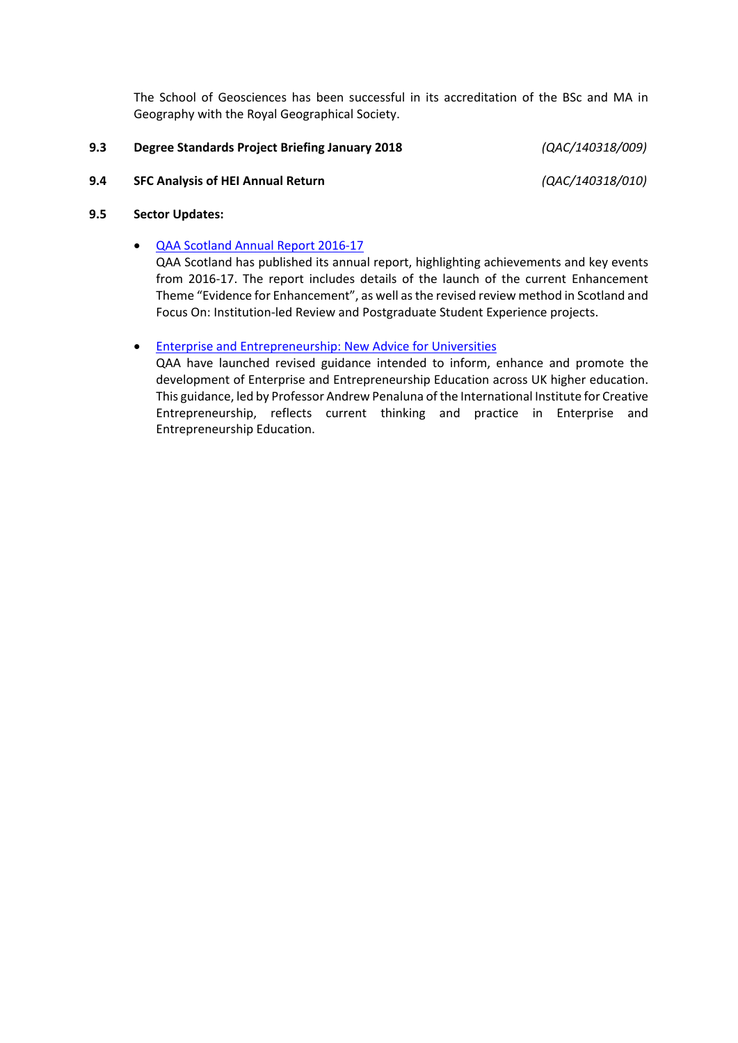The School of Geosciences has been successful in its accreditation of the BSc and MA in Geography with the Royal Geographical Society.

**9.3 Degree Standards Project Briefing January 2018** *(QAC/140318/009)*

**9.4 SFC Analysis of HEI Annual Return** *(QAC/140318/010)*

**9.5 Sector Updates:**

- QAA Scotland Annual Report 2016-17
  QAA Scotland has published its annual report, highlighting achievements and key events from 2016-17. The report includes details of the launch of the current Enhancement Theme "Evidence for Enhancement", as well as the revised review method in Scotland and Focus On: Institution-led Review and Postgraduate Student Experience projects.

- Enterprise and Entrepreneurship: New Advice for Universities
  QAA have launched revised guidance intended to inform, enhance and promote the development of Enterprise and Entrepreneurship Education across UK higher education. This guidance, led by Professor Andrew Penaluna of the International Institute for Creative Entrepreneurship, reflects current thinking and practice in Enterprise and Entrepreneurship Education.